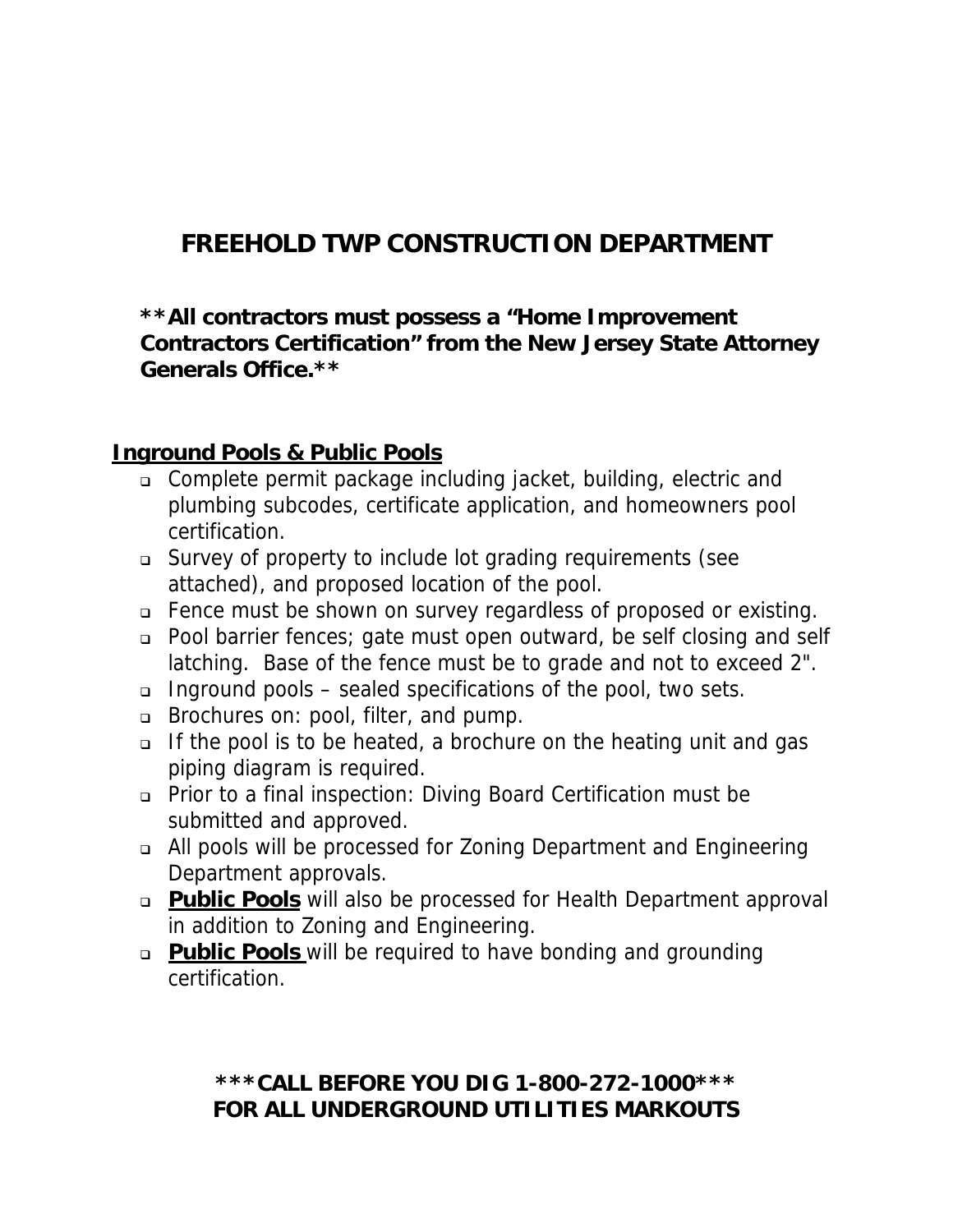# FREEHOLD TWP CONSTRUCTION DEPARTMENT

**\*\*All contractors must possess a "Home Improvement Contractors Certification" from the New Jersey State Attorney Generals Office.\*\***

## Inground Pools & Public Pools

- Complete permit package including jacket, building, electric and plumbing subcodes, certificate application, and homeowners pool certification.
- Survey of property to include lot grading requirements (see attached), and proposed location of the pool.
- Fence must be shown on survey regardless of proposed or existing.
- Pool barrier fences; gate must open outward, be self closing and self latching. Base of the fence must be to grade and not to exceed 2".
- Inground pools – sealed specifications of the pool, two sets.
- Brochures on: pool, filter, and pump.
- If the pool is to be heated, a brochure on the heating unit and gas piping diagram is required.
- Prior to a final inspection: Diving Board Certification must be submitted and approved.
- All pools will be processed for Zoning Department and Engineering Department approvals.
- **Public Pools** will also be processed for Health Department approval in addition to Zoning and Engineering.
- **Public Pools** will be required to have bonding and grounding certification.

**\*\*\*CALL BEFORE YOU DIG 1-800-272-1000\*\*\***
**FOR ALL UNDERGROUND UTILITIES MARKOUTS**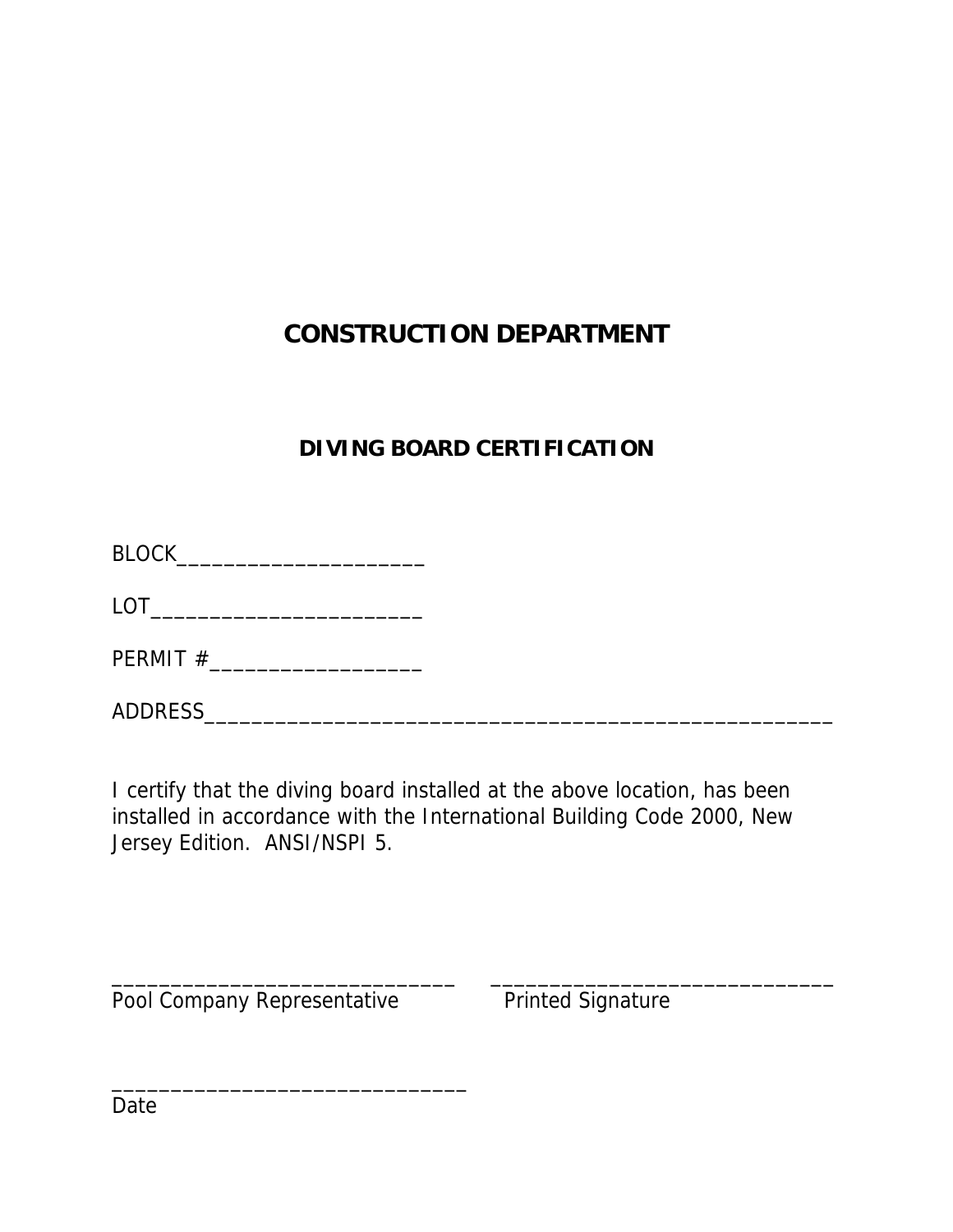# CONSTRUCTION DEPARTMENT

## DIVING BOARD CERTIFICATION

BLOCK_____________________

LOT_______________________

PERMIT #__________________

ADDRESS______________________________________________________

I certify that the diving board installed at the above location, has been installed in accordance with the International Building Code 2000, New Jersey Edition. ANSI/NSPI 5.

______________________________ ______________________________
Pool Company Representative Printed Signature

______________________________
Date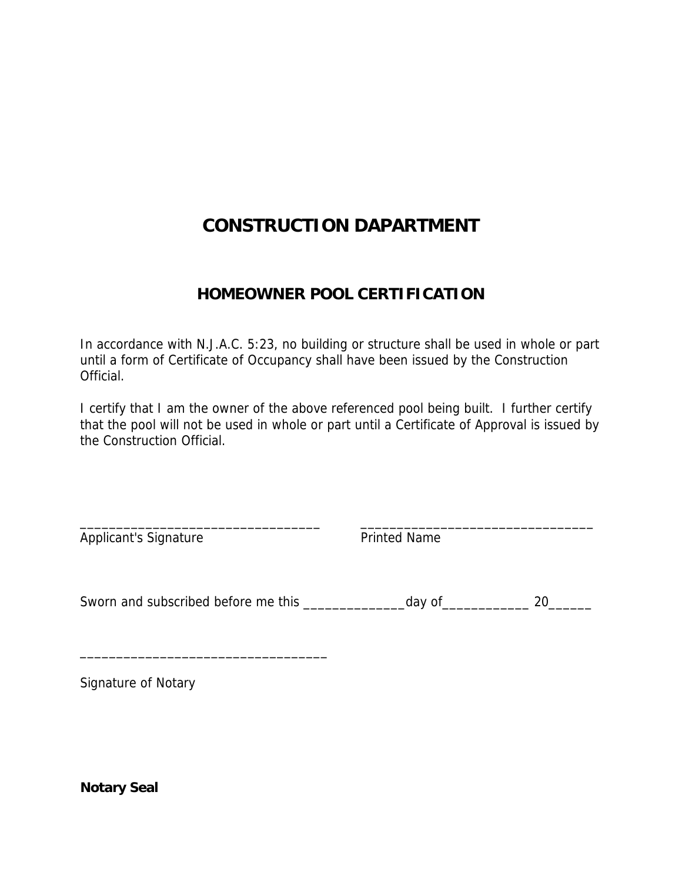# CONSTRUCTION DAPARTMENT

## HOMEOWNER POOL CERTIFICATION

In accordance with N.J.A.C. 5:23, no building or structure shall be used in whole or part until a form of Certificate of Occupancy shall have been issued by the Construction Official.

I certify that I am the owner of the above referenced pool being built. I further certify that the pool will not be used in whole or part until a Certificate of Approval is issued by the Construction Official.

_________________________________ _________________________________

Applicant's Signature Printed Name

Sworn and subscribed before me this ______________day of____________ 20______

_________________________________

Signature of Notary

**Notary Seal**